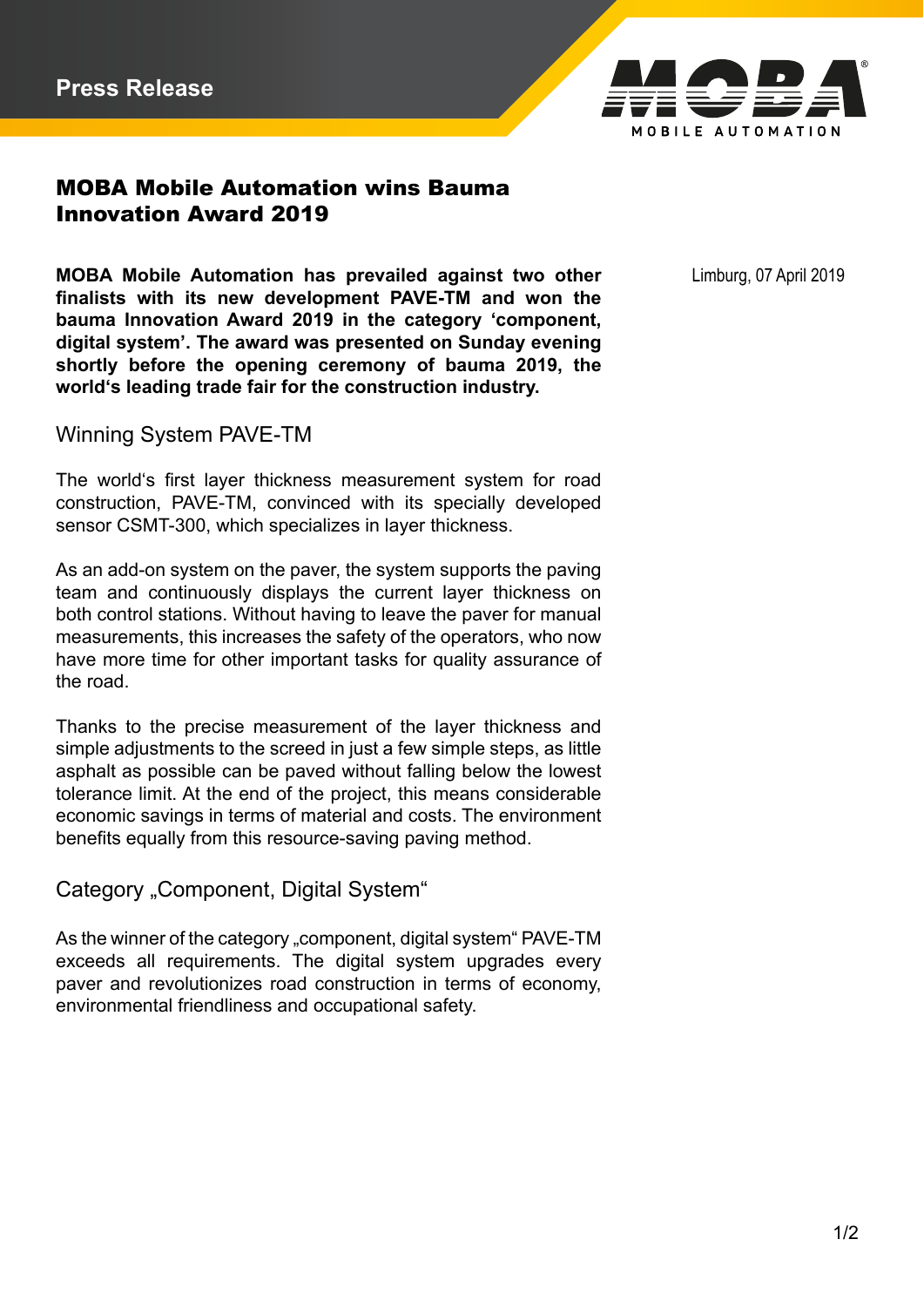Press Release

# MOBA Mobile Automation wins Bauma Innovation Award 2019

Limburg, 07 April 2019

**MOBA Mobile Automation has prevailed against two other finalists with its new development PAVE-TM and won the bauma Innovation Award 2019 in the category 'component, digital system'. The award was presented on Sunday evening shortly before the opening ceremony of bauma 2019, the world's leading trade fair for the construction industry.**

## Winning System PAVE-TM

The world's first layer thickness measurement system for road construction, PAVE-TM, convinced with its specially developed sensor CSMT-300, which specializes in layer thickness.

As an add-on system on the paver, the system supports the paving team and continuously displays the current layer thickness on both control stations. Without having to leave the paver for manual measurements, this increases the safety of the operators, who now have more time for other important tasks for quality assurance of the road.

Thanks to the precise measurement of the layer thickness and simple adjustments to the screed in just a few simple steps, as little asphalt as possible can be paved without falling below the lowest tolerance limit. At the end of the project, this means considerable economic savings in terms of material and costs. The environment benefits equally from this resource-saving paving method.

## Category „Component, Digital System"

As the winner of the category „component, digital system" PAVE-TM exceeds all requirements. The digital system upgrades every paver and revolutionizes road construction in terms of economy, environmental friendliness and occupational safety.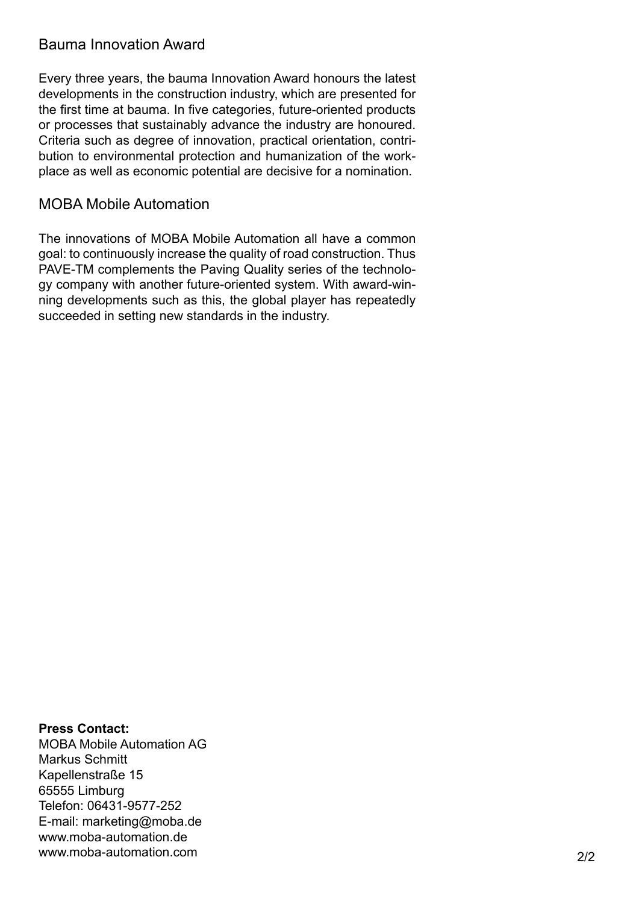## Bauma Innovation Award

Every three years, the bauma Innovation Award honours the latest developments in the construction industry, which are presented for the first time at bauma. In five categories, future-oriented products or processes that sustainably advance the industry are honoured. Criteria such as degree of innovation, practical orientation, contribution to environmental protection and humanization of the workplace as well as economic potential are decisive for a nomination.

## MOBA Mobile Automation

The innovations of MOBA Mobile Automation all have a common goal: to continuously increase the quality of road construction. Thus PAVE-TM complements the Paving Quality series of the technology company with another future-oriented system. With award-winning developments such as this, the global player has repeatedly succeeded in setting new standards in the industry.

**Press Contact:**
MOBA Mobile Automation AG
Markus Schmitt
Kapellenstraße 15
65555 Limburg
Telefon: 06431-9577-252
E-mail: marketing@moba.de
www.moba-automation.de
www.moba-automation.com